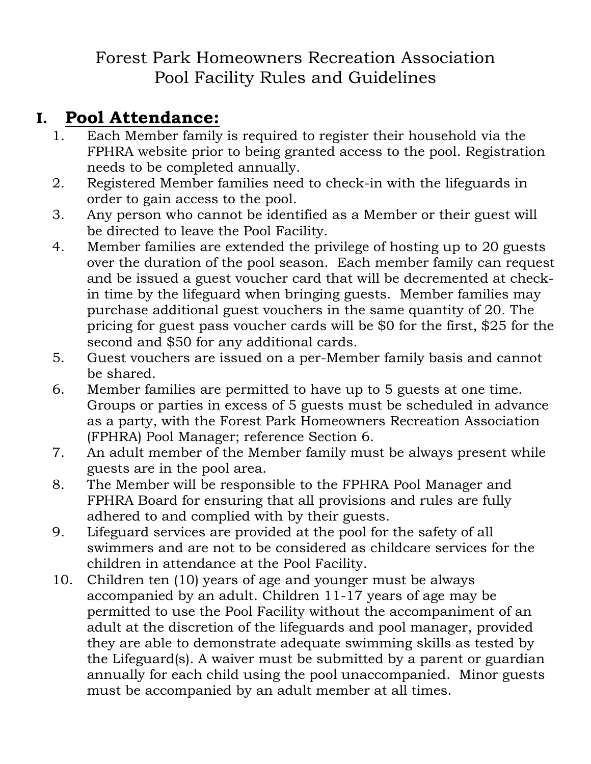# Forest Park Homeowners Recreation Association
# Pool Facility Rules and Guidelines

## I. **Pool Attendance:**

1. Each Member family is required to register their household via the FPHRA website prior to being granted access to the pool. Registration needs to be completed annually.
2. Registered Member families need to check-in with the lifeguards in order to gain access to the pool.
3. Any person who cannot be identified as a Member or their guest will be directed to leave the Pool Facility.
4. Member families are extended the privilege of hosting up to 20 guests over the duration of the pool season. Each member family can request and be issued a guest voucher card that will be decremented at check-in time by the lifeguard when bringing guests. Member families may purchase additional guest vouchers in the same quantity of 20. The pricing for guest pass voucher cards will be $0 for the first, $25 for the second and $50 for any additional cards.
5. Guest vouchers are issued on a per-Member family basis and cannot be shared.
6. Member families are permitted to have up to 5 guests at one time. Groups or parties in excess of 5 guests must be scheduled in advance as a party, with the Forest Park Homeowners Recreation Association (FPHRA) Pool Manager; reference Section 6.
7. An adult member of the Member family must be always present while guests are in the pool area.
8. The Member will be responsible to the FPHRA Pool Manager and FPHRA Board for ensuring that all provisions and rules are fully adhered to and complied with by their guests.
9. Lifeguard services are provided at the pool for the safety of all swimmers and are not to be considered as childcare services for the children in attendance at the Pool Facility.
10. Children ten (10) years of age and younger must be always accompanied by an adult. Children 11-17 years of age may be permitted to use the Pool Facility without the accompaniment of an adult at the discretion of the lifeguards and pool manager, provided they are able to demonstrate adequate swimming skills as tested by the Lifeguard(s). A waiver must be submitted by a parent or guardian annually for each child using the pool unaccompanied. Minor guests must be accompanied by an adult member at all times.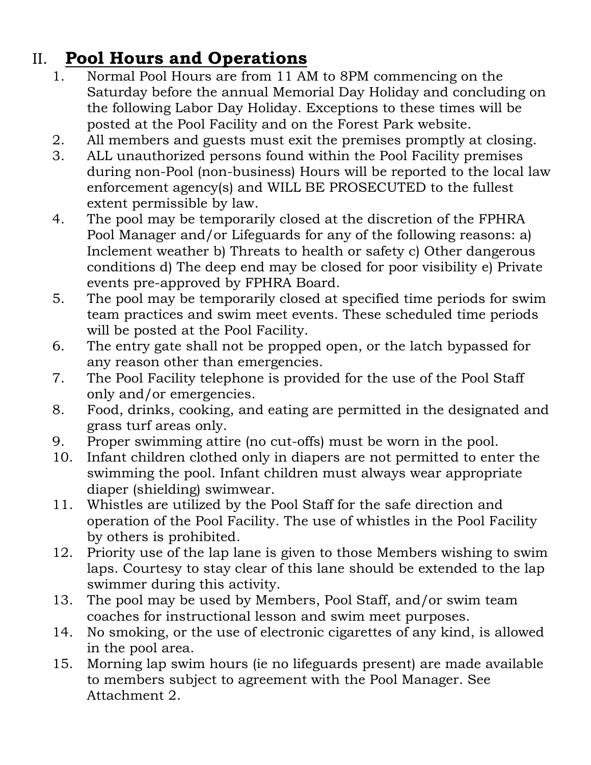## II. **Pool Hours and Operations**

1. Normal Pool Hours are from 11 AM to 8PM commencing on the Saturday before the annual Memorial Day Holiday and concluding on the following Labor Day Holiday. Exceptions to these times will be posted at the Pool Facility and on the Forest Park website.
2. All members and guests must exit the premises promptly at closing.
3. ALL unauthorized persons found within the Pool Facility premises during non-Pool (non-business) Hours will be reported to the local law enforcement agency(s) and WILL BE PROSECUTED to the fullest extent permissible by law.
4. The pool may be temporarily closed at the discretion of the FPHRA Pool Manager and/or Lifeguards for any of the following reasons: a) Inclement weather b) Threats to health or safety c) Other dangerous conditions d) The deep end may be closed for poor visibility e) Private events pre-approved by FPHRA Board.
5. The pool may be temporarily closed at specified time periods for swim team practices and swim meet events. These scheduled time periods will be posted at the Pool Facility.
6. The entry gate shall not be propped open, or the latch bypassed for any reason other than emergencies.
7. The Pool Facility telephone is provided for the use of the Pool Staff only and/or emergencies.
8. Food, drinks, cooking, and eating are permitted in the designated and grass turf areas only.
9. Proper swimming attire (no cut-offs) must be worn in the pool.
10. Infant children clothed only in diapers are not permitted to enter the swimming the pool. Infant children must always wear appropriate diaper (shielding) swimwear.
11. Whistles are utilized by the Pool Staff for the safe direction and operation of the Pool Facility. The use of whistles in the Pool Facility by others is prohibited.
12. Priority use of the lap lane is given to those Members wishing to swim laps. Courtesy to stay clear of this lane should be extended to the lap swimmer during this activity.
13. The pool may be used by Members, Pool Staff, and/or swim team coaches for instructional lesson and swim meet purposes.
14. No smoking, or the use of electronic cigarettes of any kind, is allowed in the pool area.
15. Morning lap swim hours (ie no lifeguards present) are made available to members subject to agreement with the Pool Manager. See Attachment 2.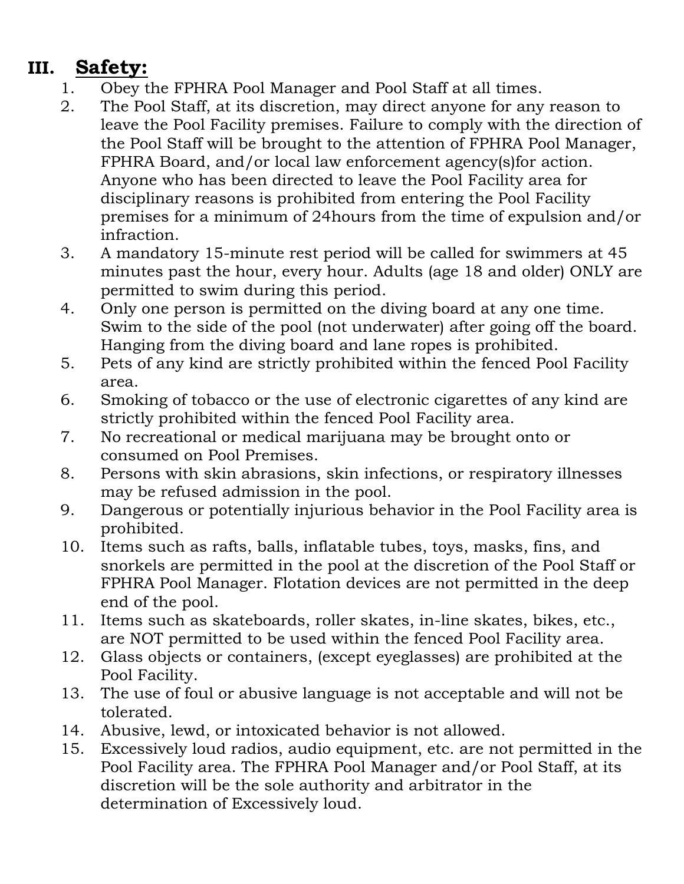## III. **Safety:**

1. Obey the FPHRA Pool Manager and Pool Staff at all times.
2. The Pool Staff, at its discretion, may direct anyone for any reason to leave the Pool Facility premises. Failure to comply with the direction of the Pool Staff will be brought to the attention of FPHRA Pool Manager, FPHRA Board, and/or local law enforcement agency(s)for action. Anyone who has been directed to leave the Pool Facility area for disciplinary reasons is prohibited from entering the Pool Facility premises for a minimum of 24hours from the time of expulsion and/or infraction.
3. A mandatory 15-minute rest period will be called for swimmers at 45 minutes past the hour, every hour. Adults (age 18 and older) ONLY are permitted to swim during this period.
4. Only one person is permitted on the diving board at any one time. Swim to the side of the pool (not underwater) after going off the board. Hanging from the diving board and lane ropes is prohibited.
5. Pets of any kind are strictly prohibited within the fenced Pool Facility area.
6. Smoking of tobacco or the use of electronic cigarettes of any kind are strictly prohibited within the fenced Pool Facility area.
7. No recreational or medical marijuana may be brought onto or consumed on Pool Premises.
8. Persons with skin abrasions, skin infections, or respiratory illnesses may be refused admission in the pool.
9. Dangerous or potentially injurious behavior in the Pool Facility area is prohibited.
10. Items such as rafts, balls, inflatable tubes, toys, masks, fins, and snorkels are permitted in the pool at the discretion of the Pool Staff or FPHRA Pool Manager. Flotation devices are not permitted in the deep end of the pool.
11. Items such as skateboards, roller skates, in-line skates, bikes, etc., are NOT permitted to be used within the fenced Pool Facility area.
12. Glass objects or containers, (except eyeglasses) are prohibited at the Pool Facility.
13. The use of foul or abusive language is not acceptable and will not be tolerated.
14. Abusive, lewd, or intoxicated behavior is not allowed.
15. Excessively loud radios, audio equipment, etc. are not permitted in the Pool Facility area. The FPHRA Pool Manager and/or Pool Staff, at its discretion will be the sole authority and arbitrator in the determination of Excessively loud.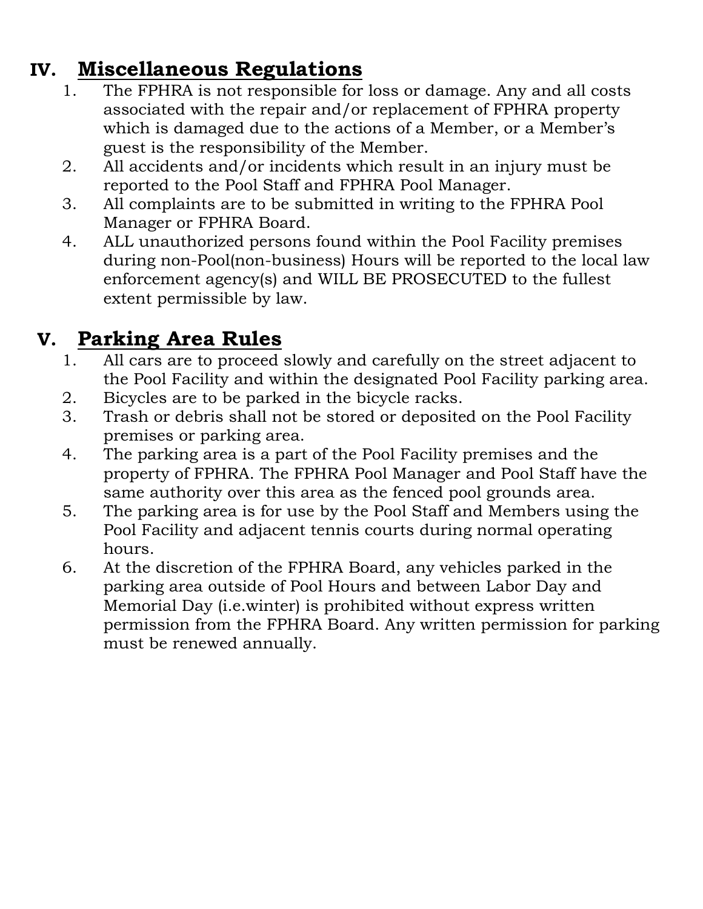## IV. Miscellaneous Regulations

1. The FPHRA is not responsible for loss or damage. Any and all costs associated with the repair and/or replacement of FPHRA property which is damaged due to the actions of a Member, or a Member's guest is the responsibility of the Member.
2. All accidents and/or incidents which result in an injury must be reported to the Pool Staff and FPHRA Pool Manager.
3. All complaints are to be submitted in writing to the FPHRA Pool Manager or FPHRA Board.
4. ALL unauthorized persons found within the Pool Facility premises during non-Pool(non-business) Hours will be reported to the local law enforcement agency(s) and WILL BE PROSECUTED to the fullest extent permissible by law.

## V. Parking Area Rules

1. All cars are to proceed slowly and carefully on the street adjacent to the Pool Facility and within the designated Pool Facility parking area.
2. Bicycles are to be parked in the bicycle racks.
3. Trash or debris shall not be stored or deposited on the Pool Facility premises or parking area.
4. The parking area is a part of the Pool Facility premises and the property of FPHRA. The FPHRA Pool Manager and Pool Staff have the same authority over this area as the fenced pool grounds area.
5. The parking area is for use by the Pool Staff and Members using the Pool Facility and adjacent tennis courts during normal operating hours.
6. At the discretion of the FPHRA Board, any vehicles parked in the parking area outside of Pool Hours and between Labor Day and Memorial Day (i.e.winter) is prohibited without express written permission from the FPHRA Board. Any written permission for parking must be renewed annually.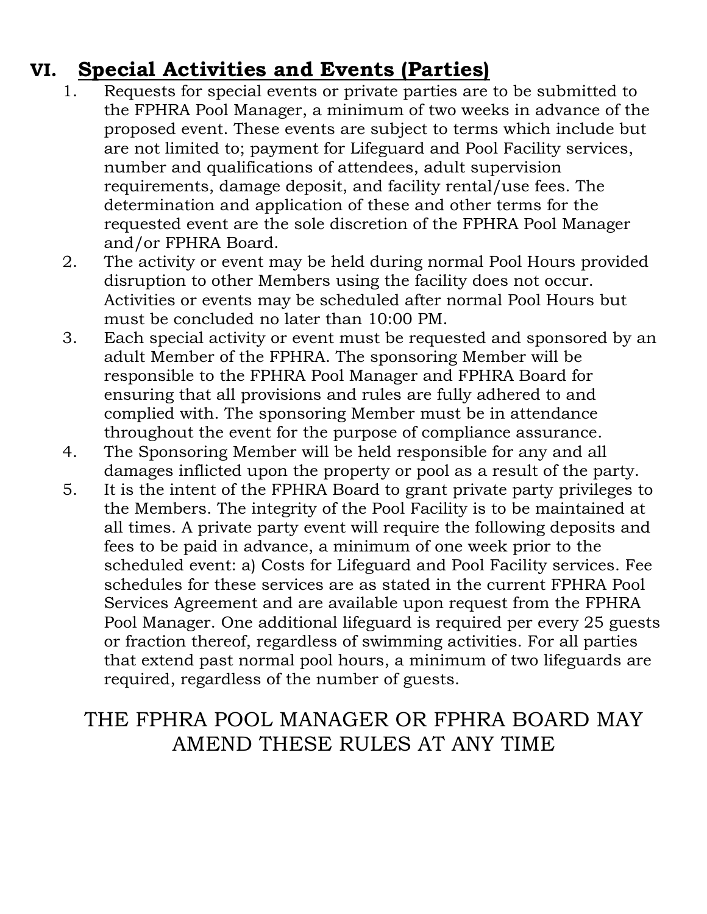## VI. Special Activities and Events (Parties)

1. Requests for special events or private parties are to be submitted to the FPHRA Pool Manager, a minimum of two weeks in advance of the proposed event. These events are subject to terms which include but are not limited to; payment for Lifeguard and Pool Facility services, number and qualifications of attendees, adult supervision requirements, damage deposit, and facility rental/use fees. The determination and application of these and other terms for the requested event are the sole discretion of the FPHRA Pool Manager and/or FPHRA Board.
2. The activity or event may be held during normal Pool Hours provided disruption to other Members using the facility does not occur. Activities or events may be scheduled after normal Pool Hours but must be concluded no later than 10:00 PM.
3. Each special activity or event must be requested and sponsored by an adult Member of the FPHRA. The sponsoring Member will be responsible to the FPHRA Pool Manager and FPHRA Board for ensuring that all provisions and rules are fully adhered to and complied with. The sponsoring Member must be in attendance throughout the event for the purpose of compliance assurance.
4. The Sponsoring Member will be held responsible for any and all damages inflicted upon the property or pool as a result of the party.
5. It is the intent of the FPHRA Board to grant private party privileges to the Members. The integrity of the Pool Facility is to be maintained at all times. A private party event will require the following deposits and fees to be paid in advance, a minimum of one week prior to the scheduled event: a) Costs for Lifeguard and Pool Facility services. Fee schedules for these services are as stated in the current FPHRA Pool Services Agreement and are available upon request from the FPHRA Pool Manager. One additional lifeguard is required per every 25 guests or fraction thereof, regardless of swimming activities. For all parties that extend past normal pool hours, a minimum of two lifeguards are required, regardless of the number of guests.

THE FPHRA POOL MANAGER OR FPHRA BOARD MAY AMEND THESE RULES AT ANY TIME